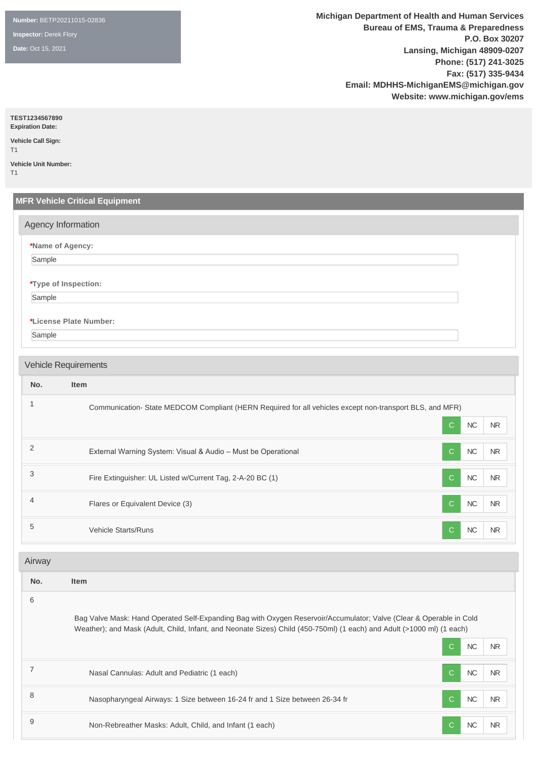**Number:** BETP20211015-02836

**Inspector:** Derek Flory

**Date:** Oct 15, 2021

**Michigan Department of Health and Human Services**
**Bureau of EMS, Trauma & Preparedness**
**P.O. Box 30207**
**Lansing, Michigan 48909-0207**
**Phone: (517) 241-3025**
**Fax: (517) 335-9434**
**Email: MDHHS-MichiganEMS@michigan.gov**
**Website: www.michigan.gov/ems**

**TEST1234567890**
**Expiration Date:**

**Vehicle Call Sign:**
T1

**Vehicle Unit Number:**
T1

## MFR Vehicle Critical Equipment

### Agency Information

**\*Name of Agency:**
Sample

**\*Type of Inspection:**
Sample

**\*License Plate Number:**
Sample

### Vehicle Requirements

| No. | Item | C | NC | NR |
|---|---|---|---|---|
| 1 | Communication- State MEDCOM Compliant (HERN Required for all vehicles except non-transport BLS, and MFR) | C | NC | NR |
| 2 | External Warning System: Visual & Audio – Must be Operational | C | NC | NR |
| 3 | Fire Extinguisher: UL Listed w/Current Tag, 2-A-20 BC (1) | C | NC | NR |
| 4 | Flares or Equivalent Device (3) | C | NC | NR |
| 5 | Vehicle Starts/Runs | C | NC | NR |

### Airway

| No. | Item | C | NC | NR |
|---|---|---|---|---|
| 6 | Bag Valve Mask: Hand Operated Self-Expanding Bag with Oxygen Reservoir/Accumulator; Valve (Clear & Operable in Cold Weather); and Mask (Adult, Child, Infant, and Neonate Sizes) Child (450-750ml) (1 each) and Adult (>1000 ml) (1 each) | C | NC | NR |
| 7 | Nasal Cannulas: Adult and Pediatric (1 each) | C | NC | NR |
| 8 | Nasopharyngeal Airways: 1 Size between 16-24 fr and 1 Size between 26-34 fr | C | NC | NR |
| 9 | Non-Rebreather Masks: Adult, Child, and Infant (1 each) | C | NC | NR |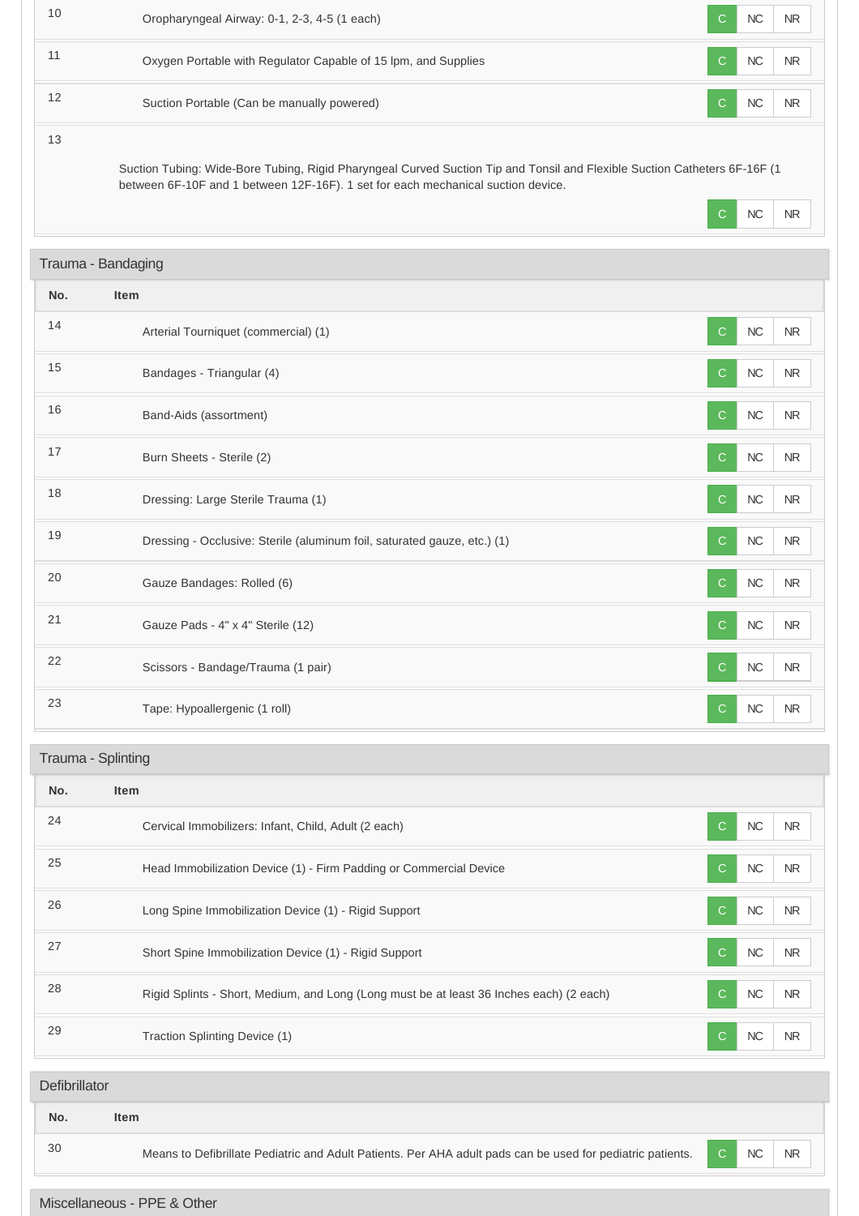| No. | Item | | | |
|---|---|---|---|---|
| 10 | Oropharyngeal Airway: 0-1, 2-3, 4-5 (1 each) | C | NC | NR |
| 11 | Oxygen Portable with Regulator Capable of 15 lpm, and Supplies | C | NC | NR |
| 12 | Suction Portable (Can be manually powered) | C | NC | NR |
| 13 | Suction Tubing: Wide-Bore Tubing, Rigid Pharyngeal Curved Suction Tip and Tonsil and Flexible Suction Catheters 6F-16F (1 between 6F-10F and 1 between 12F-16F). 1 set for each mechanical suction device. | C | NC | NR |

## Trauma - Bandaging

| No. | Item | | | |
|---|---|---|---|---|
| 14 | Arterial Tourniquet (commercial) (1) | C | NC | NR |
| 15 | Bandages - Triangular (4) | C | NC | NR |
| 16 | Band-Aids (assortment) | C | NC | NR |
| 17 | Burn Sheets - Sterile (2) | C | NC | NR |
| 18 | Dressing: Large Sterile Trauma (1) | C | NC | NR |
| 19 | Dressing - Occlusive: Sterile (aluminum foil, saturated gauze, etc.) (1) | C | NC | NR |
| 20 | Gauze Bandages: Rolled (6) | C | NC | NR |
| 21 | Gauze Pads - 4" x 4" Sterile (12) | C | NC | NR |
| 22 | Scissors - Bandage/Trauma (1 pair) | C | NC | NR |
| 23 | Tape: Hypoallergenic (1 roll) | C | NC | NR |

## Trauma - Splinting

| No. | Item | | | |
|---|---|---|---|---|
| 24 | Cervical Immobilizers: Infant, Child, Adult (2 each) | C | NC | NR |
| 25 | Head Immobilization Device (1) - Firm Padding or Commercial Device | C | NC | NR |
| 26 | Long Spine Immobilization Device (1) - Rigid Support | C | NC | NR |
| 27 | Short Spine Immobilization Device (1) - Rigid Support | C | NC | NR |
| 28 | Rigid Splints - Short, Medium, and Long (Long must be at least 36 Inches each) (2 each) | C | NC | NR |
| 29 | Traction Splinting Device (1) | C | NC | NR |

## Defibrillator

| No. | Item | | | |
|---|---|---|---|---|
| 30 | Means to Defibrillate Pediatric and Adult Patients. Per AHA adult pads can be used for pediatric patients. | C | NC | NR |

## Miscellaneous - PPE & Other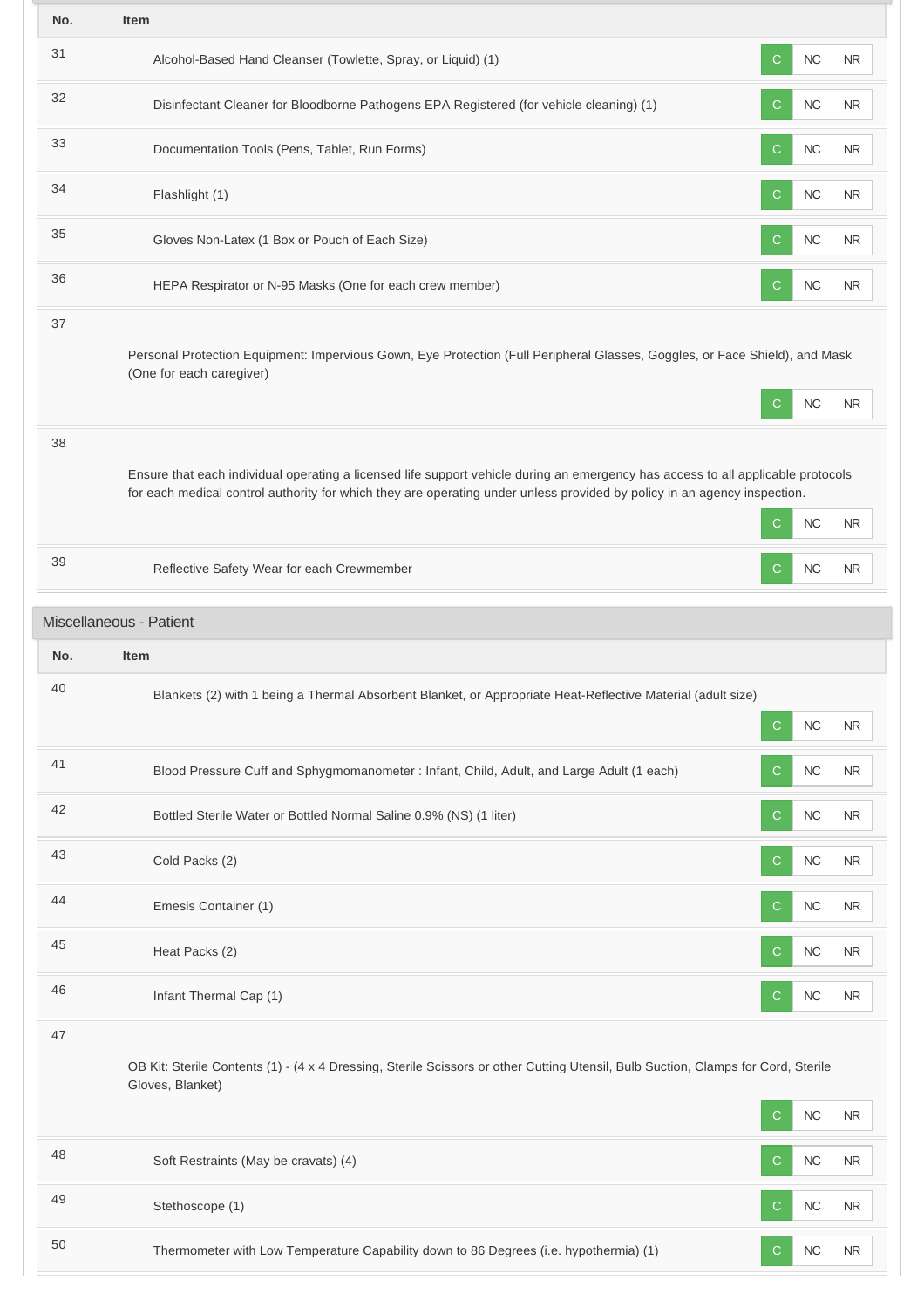| No. | Item | | | |
|---|---|---|---|---|
| 31 | Alcohol-Based Hand Cleanser (Towlette, Spray, or Liquid) (1) | C | NC | NR |
| 32 | Disinfectant Cleaner for Bloodborne Pathogens EPA Registered (for vehicle cleaning) (1) | C | NC | NR |
| 33 | Documentation Tools (Pens, Tablet, Run Forms) | C | NC | NR |
| 34 | Flashlight (1) | C | NC | NR |
| 35 | Gloves Non-Latex (1 Box or Pouch of Each Size) | C | NC | NR |
| 36 | HEPA Respirator or N-95 Masks (One for each crew member) | C | NC | NR |
| 37 | Personal Protection Equipment: Impervious Gown, Eye Protection (Full Peripheral Glasses, Goggles, or Face Shield), and Mask (One for each caregiver) | C | NC | NR |
| 38 | Ensure that each individual operating a licensed life support vehicle during an emergency has access to all applicable protocols for each medical control authority for which they are operating under unless provided by policy in an agency inspection. | C | NC | NR |
| 39 | Reflective Safety Wear for each Crewmember | C | NC | NR |

## Miscellaneous - Patient

| No. | Item | | | |
|---|---|---|---|---|
| 40 | Blankets (2) with 1 being a Thermal Absorbent Blanket, or Appropriate Heat-Reflective Material (adult size) | C | NC | NR |
| 41 | Blood Pressure Cuff and Sphygmomanometer : Infant, Child, Adult, and Large Adult (1 each) | C | NC | NR |
| 42 | Bottled Sterile Water or Bottled Normal Saline 0.9% (NS) (1 liter) | C | NC | NR |
| 43 | Cold Packs (2) | C | NC | NR |
| 44 | Emesis Container (1) | C | NC | NR |
| 45 | Heat Packs (2) | C | NC | NR |
| 46 | Infant Thermal Cap (1) | C | NC | NR |
| 47 | OB Kit: Sterile Contents (1) - (4 x 4 Dressing, Sterile Scissors or other Cutting Utensil, Bulb Suction, Clamps for Cord, Sterile Gloves, Blanket) | C | NC | NR |
| 48 | Soft Restraints (May be cravats) (4) | C | NC | NR |
| 49 | Stethoscope (1) | C | NC | NR |
| 50 | Thermometer with Low Temperature Capability down to 86 Degrees (i.e. hypothermia) (1) | C | NC | NR |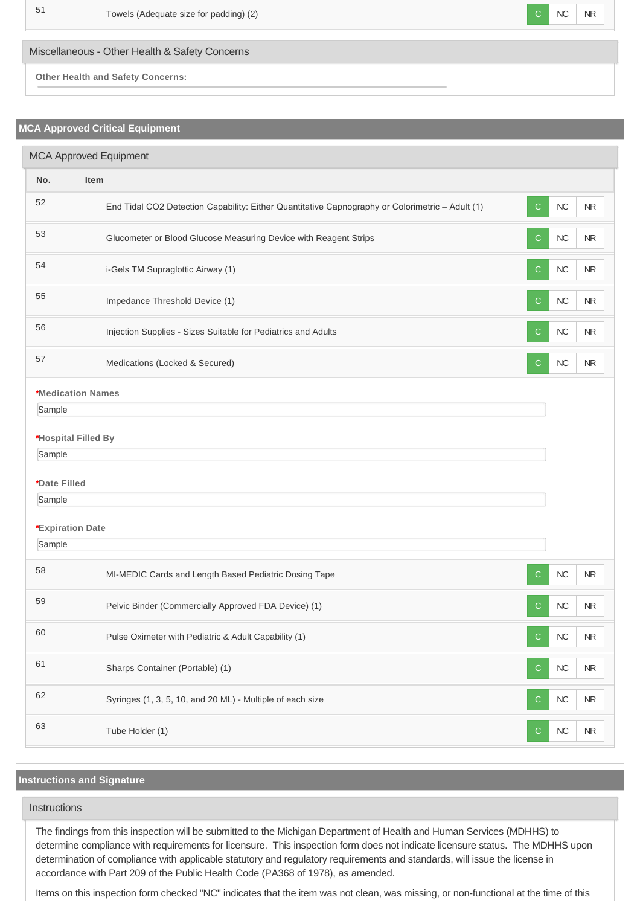| No. | Item | | | |
|---|---|---|---|---|
| 51 | Towels (Adequate size for padding) (2) | C | NC | NR |

### Miscellaneous - Other Health & Safety Concerns

**Other Health and Safety Concerns:**

## MCA Approved Critical Equipment

### MCA Approved Equipment

| No. | Item | | | |
|---|---|---|---|---|
| 52 | End Tidal CO2 Detection Capability: Either Quantitative Capnography or Colorimetric – Adult (1) | C | NC | NR |
| 53 | Glucometer or Blood Glucose Measuring Device with Reagent Strips | C | NC | NR |
| 54 | i-Gels TM Supraglottic Airway (1) | C | NC | NR |
| 55 | Impedance Threshold Device (1) | C | NC | NR |
| 56 | Injection Supplies - Sizes Suitable for Pediatrics and Adults | C | NC | NR |
| 57 | Medications (Locked & Secured) | C | NC | NR |

**\*Medication Names**

Sample

**\*Hospital Filled By**

Sample

**\*Date Filled**

Sample

**\*Expiration Date**

Sample

| No. | Item | | | |
|---|---|---|---|---|
| 58 | MI-MEDIC Cards and Length Based Pediatric Dosing Tape | C | NC | NR |
| 59 | Pelvic Binder (Commercially Approved FDA Device) (1) | C | NC | NR |
| 60 | Pulse Oximeter with Pediatric & Adult Capability (1) | C | NC | NR |
| 61 | Sharps Container (Portable) (1) | C | NC | NR |
| 62 | Syringes (1, 3, 5, 10, and 20 ML) - Multiple of each size | C | NC | NR |
| 63 | Tube Holder (1) | C | NC | NR |

## Instructions and Signature

### Instructions

The findings from this inspection will be submitted to the Michigan Department of Health and Human Services (MDHHS) to determine compliance with requirements for licensure. This inspection form does not indicate licensure status. The MDHHS upon determination of compliance with applicable statutory and regulatory requirements and standards, will issue the license in accordance with Part 209 of the Public Health Code (PA368 of 1978), as amended.

Items on this inspection form checked "NC" indicates that the item was not clean, was missing, or non-functional at the time of this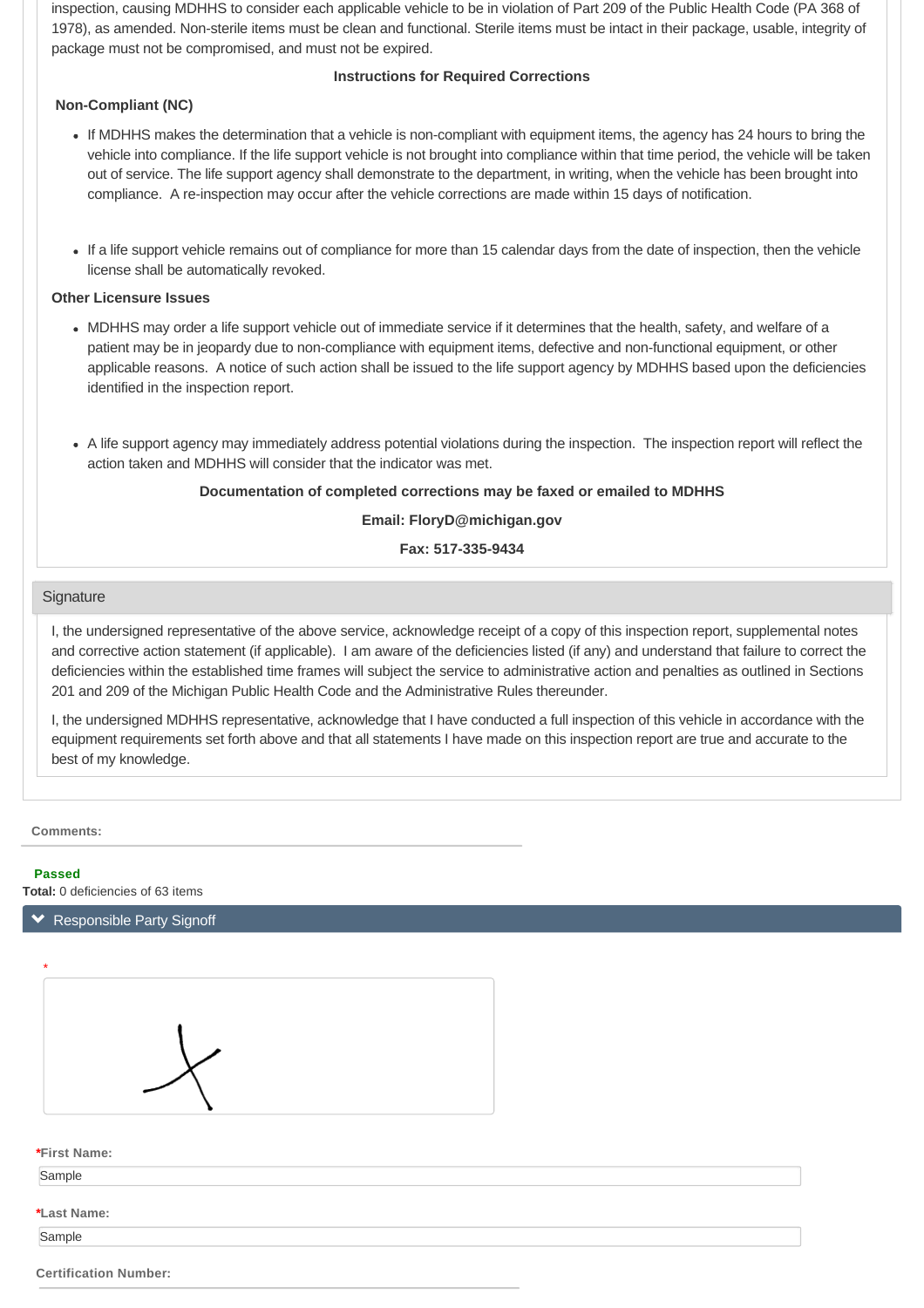inspection, causing MDHHS to consider each applicable vehicle to be in violation of Part 209 of the Public Health Code (PA 368 of 1978), as amended. Non-sterile items must be clean and functional. Sterile items must be intact in their package, usable, integrity of package must not be compromised, and must not be expired.

**Instructions for Required Corrections**

**Non-Compliant (NC)**

- If MDHHS makes the determination that a vehicle is non-compliant with equipment items, the agency has 24 hours to bring the vehicle into compliance. If the life support vehicle is not brought into compliance within that time period, the vehicle will be taken out of service. The life support agency shall demonstrate to the department, in writing, when the vehicle has been brought into compliance. A re-inspection may occur after the vehicle corrections are made within 15 days of notification.
- If a life support vehicle remains out of compliance for more than 15 calendar days from the date of inspection, then the vehicle license shall be automatically revoked.

**Other Licensure Issues**

- MDHHS may order a life support vehicle out of immediate service if it determines that the health, safety, and welfare of a patient may be in jeopardy due to non-compliance with equipment items, defective and non-functional equipment, or other applicable reasons. A notice of such action shall be issued to the life support agency by MDHHS based upon the deficiencies identified in the inspection report.
- A life support agency may immediately address potential violations during the inspection. The inspection report will reflect the action taken and MDHHS will consider that the indicator was met.

**Documentation of completed corrections may be faxed or emailed to MDHHS**

**Email: FloryD@michigan.gov**

**Fax: 517-335-9434**

## Signature

I, the undersigned representative of the above service, acknowledge receipt of a copy of this inspection report, supplemental notes and corrective action statement (if applicable). I am aware of the deficiencies listed (if any) and understand that failure to correct the deficiencies within the established time frames will subject the service to administrative action and penalties as outlined in Sections 201 and 209 of the Michigan Public Health Code and the Administrative Rules thereunder.

I, the undersigned MDHHS representative, acknowledge that I have conducted a full inspection of this vehicle in accordance with the equipment requirements set forth above and that all statements I have made on this inspection report are true and accurate to the best of my knowledge.

**Comments:**

**Passed**

**Total:** 0 deficiencies of 63 items

## Responsible Party Signoff

*

**\*First Name:** Sample

**\*Last Name:** Sample

**Certification Number:**